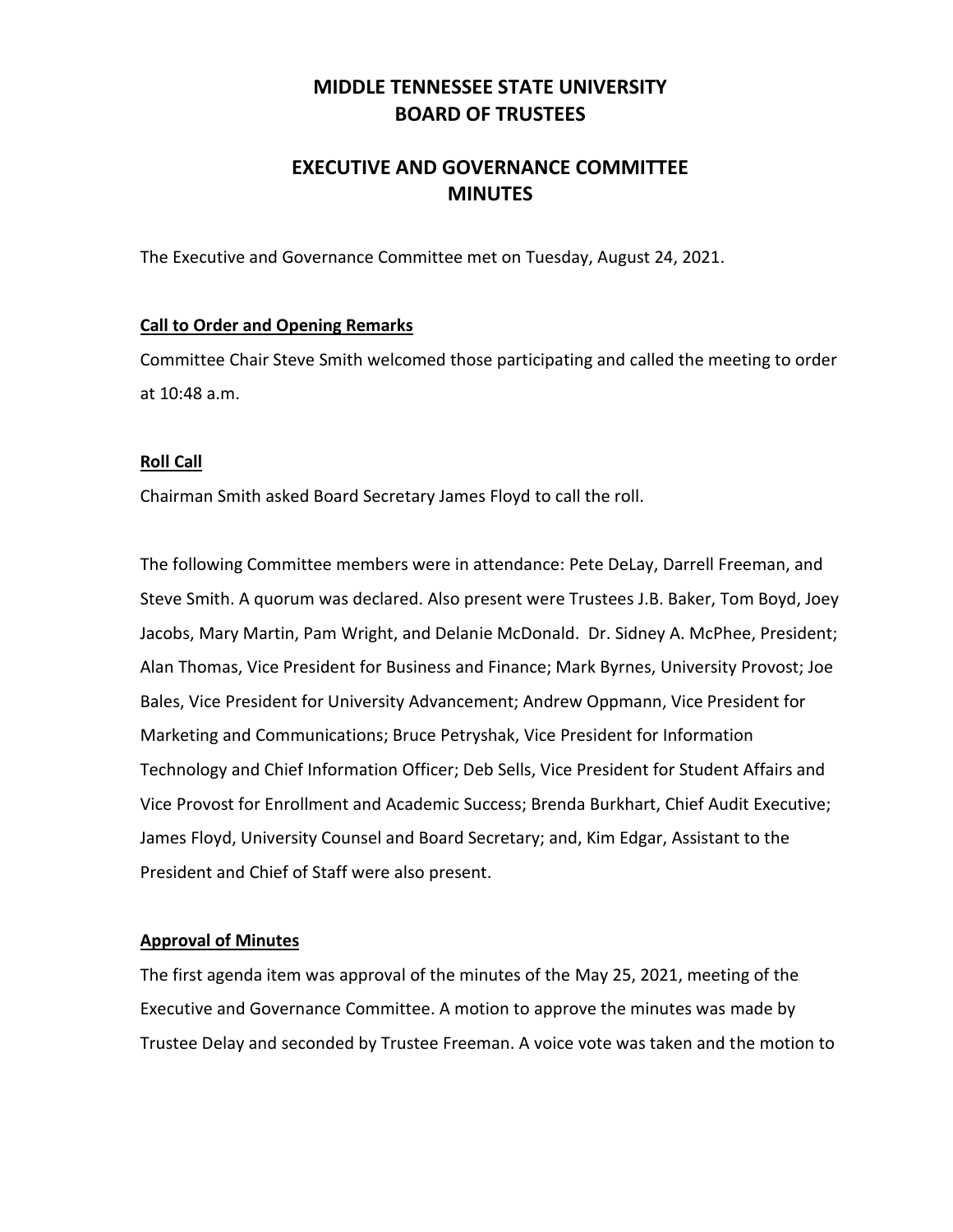# MIDDLE TENNESSEE STATE UNIVERSITY
# BOARD OF TRUSTEES

## EXECUTIVE AND GOVERNANCE COMMITTEE
## MINUTES

The Executive and Governance Committee met on Tuesday, August 24, 2021.

**Call to Order and Opening Remarks**

Committee Chair Steve Smith welcomed those participating and called the meeting to order at 10:48 a.m.

**Roll Call**

Chairman Smith asked Board Secretary James Floyd to call the roll.

The following Committee members were in attendance: Pete DeLay, Darrell Freeman, and Steve Smith. A quorum was declared. Also present were Trustees J.B. Baker, Tom Boyd, Joey Jacobs, Mary Martin, Pam Wright, and Delanie McDonald. Dr. Sidney A. McPhee, President; Alan Thomas, Vice President for Business and Finance; Mark Byrnes, University Provost; Joe Bales, Vice President for University Advancement; Andrew Oppmann, Vice President for Marketing and Communications; Bruce Petryshak, Vice President for Information Technology and Chief Information Officer; Deb Sells, Vice President for Student Affairs and Vice Provost for Enrollment and Academic Success; Brenda Burkhart, Chief Audit Executive; James Floyd, University Counsel and Board Secretary; and, Kim Edgar, Assistant to the President and Chief of Staff were also present.

**Approval of Minutes**

The first agenda item was approval of the minutes of the May 25, 2021, meeting of the Executive and Governance Committee. A motion to approve the minutes was made by Trustee Delay and seconded by Trustee Freeman. A voice vote was taken and the motion to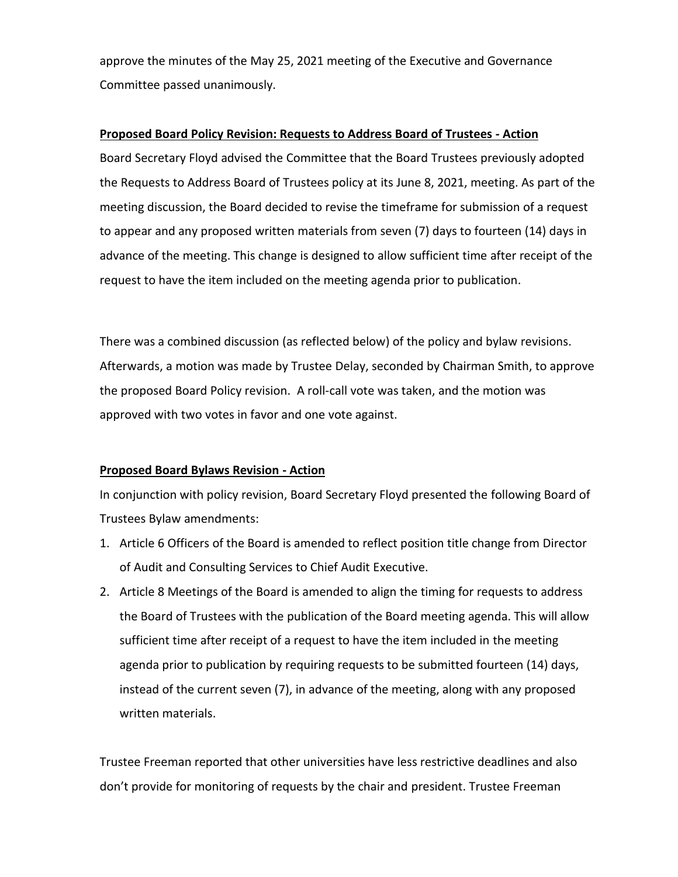approve the minutes of the May 25, 2021 meeting of the Executive and Governance Committee passed unanimously.

**Proposed Board Policy Revision: Requests to Address Board of Trustees - Action**

Board Secretary Floyd advised the Committee that the Board Trustees previously adopted the Requests to Address Board of Trustees policy at its June 8, 2021, meeting. As part of the meeting discussion, the Board decided to revise the timeframe for submission of a request to appear and any proposed written materials from seven (7) days to fourteen (14) days in advance of the meeting. This change is designed to allow sufficient time after receipt of the request to have the item included on the meeting agenda prior to publication.

There was a combined discussion (as reflected below) of the policy and bylaw revisions. Afterwards, a motion was made by Trustee Delay, seconded by Chairman Smith, to approve the proposed Board Policy revision. A roll-call vote was taken, and the motion was approved with two votes in favor and one vote against.

**Proposed Board Bylaws Revision - Action**

In conjunction with policy revision, Board Secretary Floyd presented the following Board of Trustees Bylaw amendments:

1. Article 6 Officers of the Board is amended to reflect position title change from Director of Audit and Consulting Services to Chief Audit Executive.
2. Article 8 Meetings of the Board is amended to align the timing for requests to address the Board of Trustees with the publication of the Board meeting agenda. This will allow sufficient time after receipt of a request to have the item included in the meeting agenda prior to publication by requiring requests to be submitted fourteen (14) days, instead of the current seven (7), in advance of the meeting, along with any proposed written materials.

Trustee Freeman reported that other universities have less restrictive deadlines and also don't provide for monitoring of requests by the chair and president. Trustee Freeman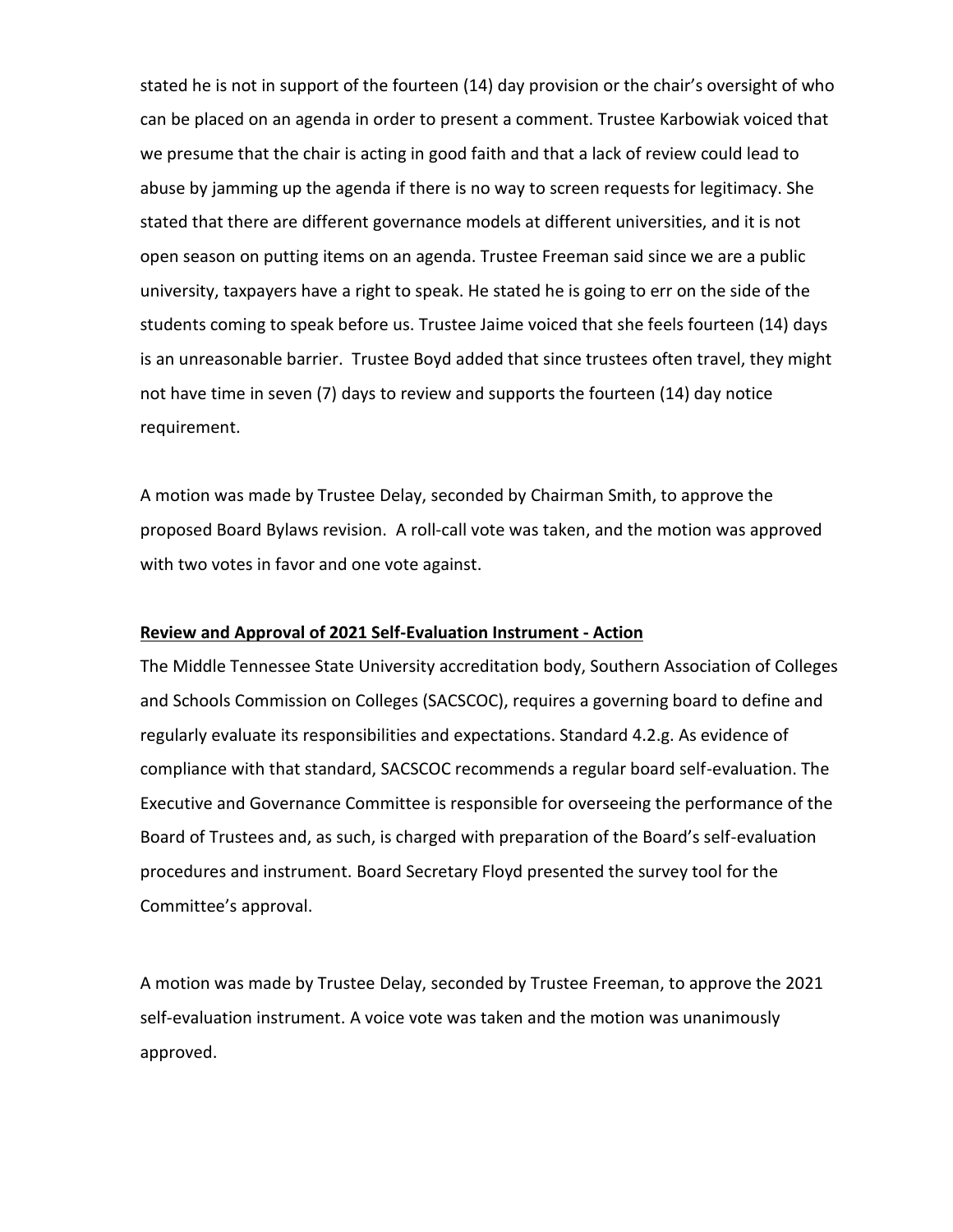stated he is not in support of the fourteen (14) day provision or the chair's oversight of who can be placed on an agenda in order to present a comment. Trustee Karbowiak voiced that we presume that the chair is acting in good faith and that a lack of review could lead to abuse by jamming up the agenda if there is no way to screen requests for legitimacy. She stated that there are different governance models at different universities, and it is not open season on putting items on an agenda. Trustee Freeman said since we are a public university, taxpayers have a right to speak. He stated he is going to err on the side of the students coming to speak before us. Trustee Jaime voiced that she feels fourteen (14) days is an unreasonable barrier. Trustee Boyd added that since trustees often travel, they might not have time in seven (7) days to review and supports the fourteen (14) day notice requirement.

A motion was made by Trustee Delay, seconded by Chairman Smith, to approve the proposed Board Bylaws revision. A roll-call vote was taken, and the motion was approved with two votes in favor and one vote against.

**Review and Approval of 2021 Self-Evaluation Instrument - Action**

The Middle Tennessee State University accreditation body, Southern Association of Colleges and Schools Commission on Colleges (SACSCOC), requires a governing board to define and regularly evaluate its responsibilities and expectations. Standard 4.2.g. As evidence of compliance with that standard, SACSCOC recommends a regular board self-evaluation. The Executive and Governance Committee is responsible for overseeing the performance of the Board of Trustees and, as such, is charged with preparation of the Board's self-evaluation procedures and instrument. Board Secretary Floyd presented the survey tool for the Committee's approval.

A motion was made by Trustee Delay, seconded by Trustee Freeman, to approve the 2021 self-evaluation instrument. A voice vote was taken and the motion was unanimously approved.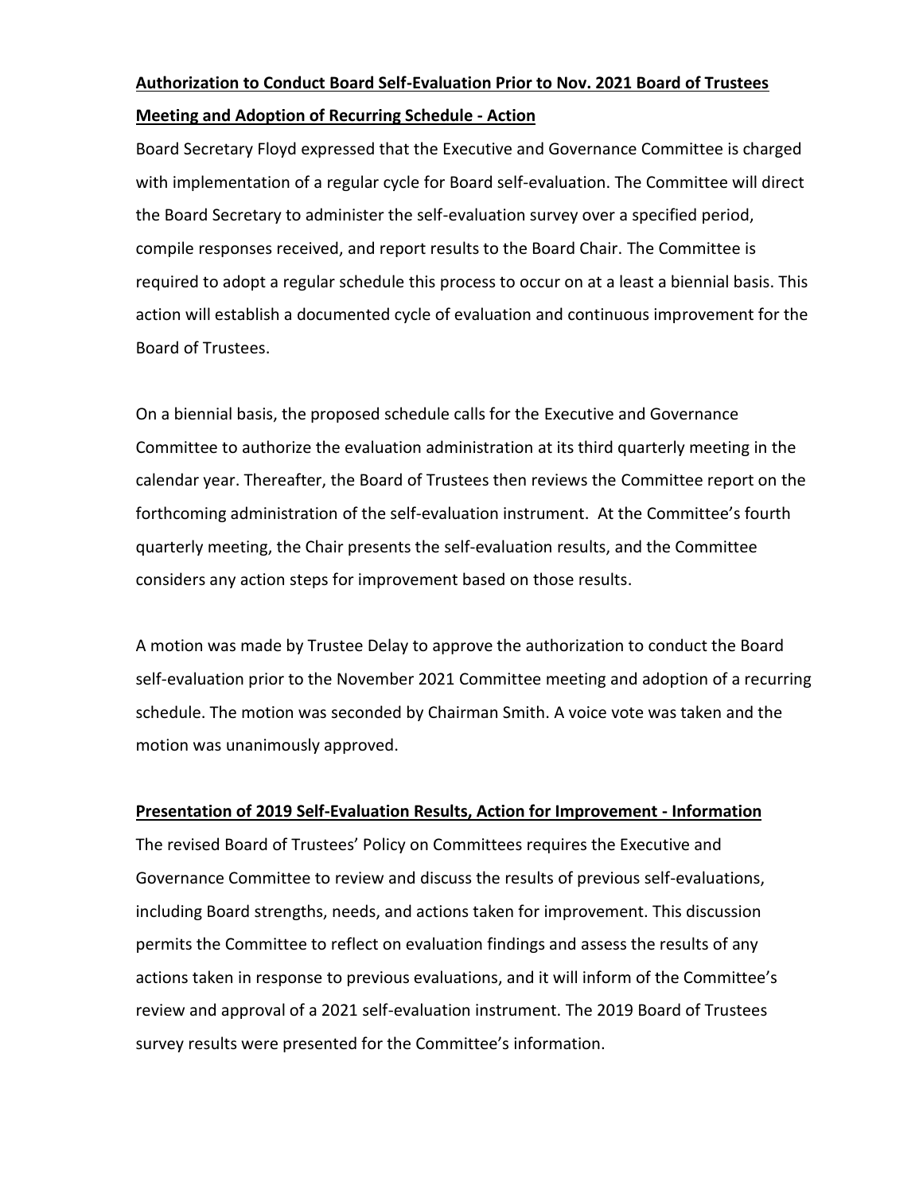**Authorization to Conduct Board Self-Evaluation Prior to Nov. 2021 Board of Trustees Meeting and Adoption of Recurring Schedule - Action**

Board Secretary Floyd expressed that the Executive and Governance Committee is charged with implementation of a regular cycle for Board self-evaluation. The Committee will direct the Board Secretary to administer the self-evaluation survey over a specified period, compile responses received, and report results to the Board Chair. The Committee is required to adopt a regular schedule this process to occur on at a least a biennial basis. This action will establish a documented cycle of evaluation and continuous improvement for the Board of Trustees.

On a biennial basis, the proposed schedule calls for the Executive and Governance Committee to authorize the evaluation administration at its third quarterly meeting in the calendar year. Thereafter, the Board of Trustees then reviews the Committee report on the forthcoming administration of the self-evaluation instrument. At the Committee's fourth quarterly meeting, the Chair presents the self-evaluation results, and the Committee considers any action steps for improvement based on those results.

A motion was made by Trustee Delay to approve the authorization to conduct the Board self-evaluation prior to the November 2021 Committee meeting and adoption of a recurring schedule. The motion was seconded by Chairman Smith. A voice vote was taken and the motion was unanimously approved.

**Presentation of 2019 Self-Evaluation Results, Action for Improvement - Information**

The revised Board of Trustees' Policy on Committees requires the Executive and Governance Committee to review and discuss the results of previous self-evaluations, including Board strengths, needs, and actions taken for improvement. This discussion permits the Committee to reflect on evaluation findings and assess the results of any actions taken in response to previous evaluations, and it will inform of the Committee's review and approval of a 2021 self-evaluation instrument. The 2019 Board of Trustees survey results were presented for the Committee's information.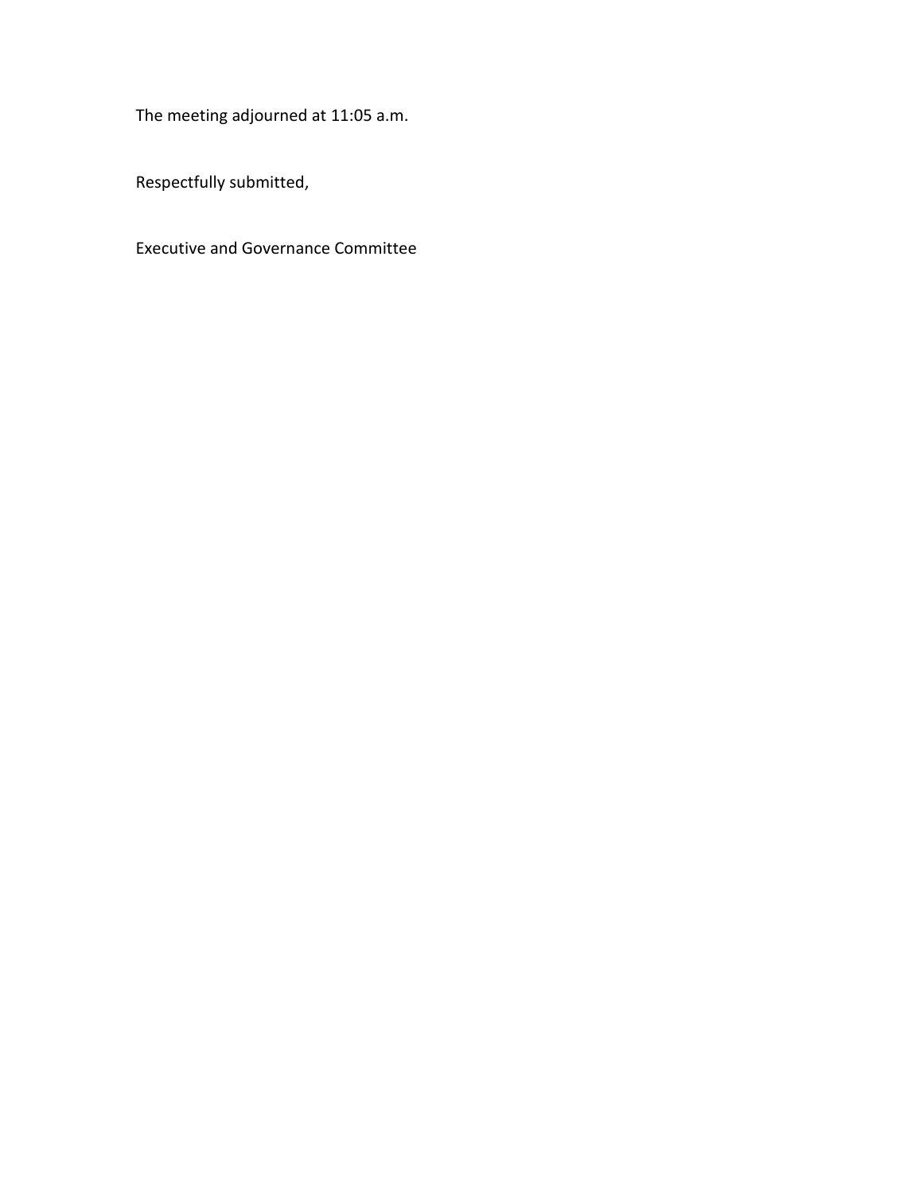The meeting adjourned at 11:05 a.m.

Respectfully submitted,

Executive and Governance Committee